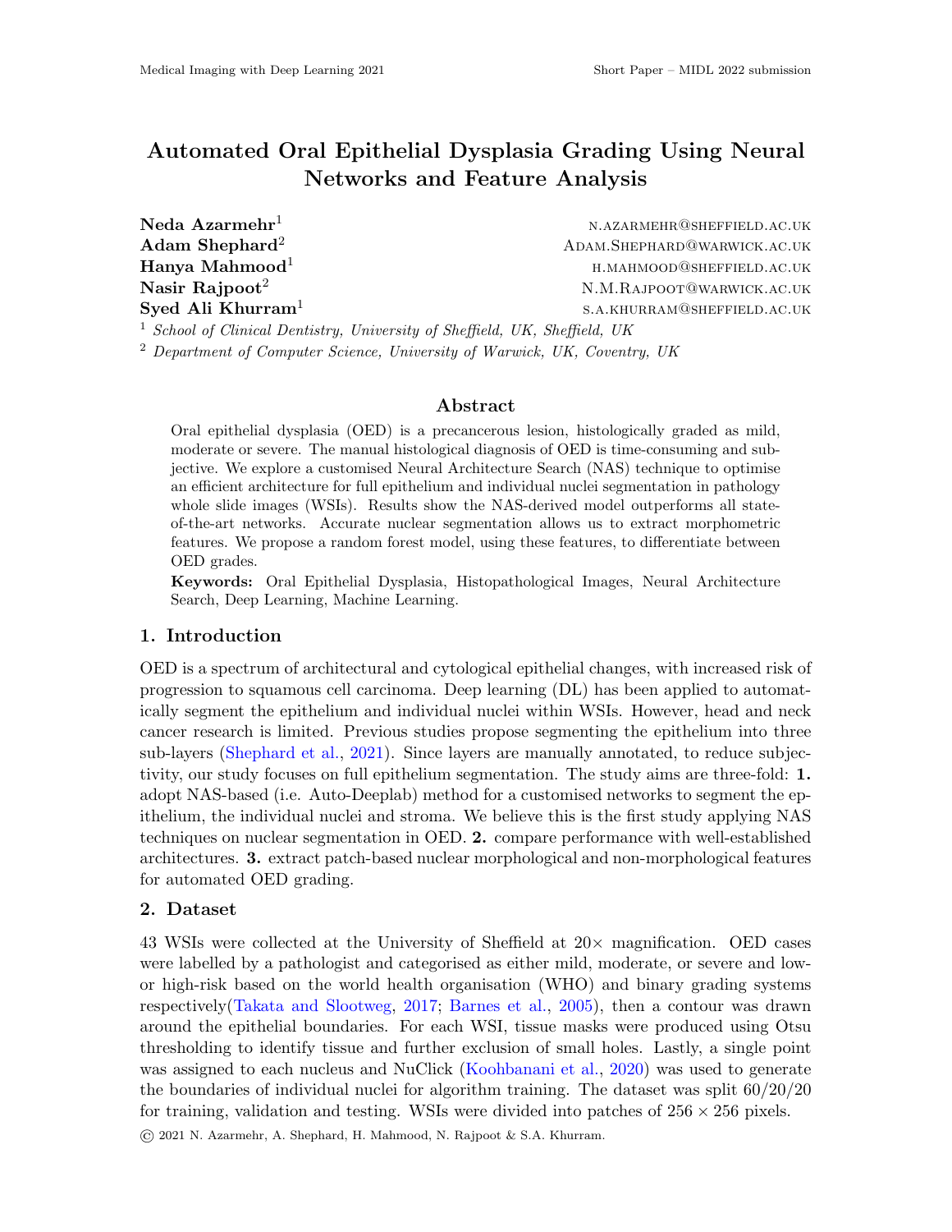# Automated Oral Epithelial Dysplasia Grading Using Neural Networks and Feature Analysis

**Neda Azarmehr**[1] N.AZARMEHR@SHEFFIELD.AC.UK
**Adam Shephard**[2] ADAM.SHEPHARD@WARWICK.AC.UK
**Hanya Mahmood**[1] H.MAHMOOD@SHEFFIELD.AC.UK
**Nasir Rajpoot**[2] N.M.RAJPOOT@WARWICK.AC.UK
**Syed Ali Khurram**[1] S.A.KHURRAM@SHEFFIELD.AC.UK

[1] *School of Clinical Dentistry, University of Sheffield, UK, Sheffield, UK*
[2] *Department of Computer Science, University of Warwick, UK, Coventry, UK*

## Abstract

Oral epithelial dysplasia (OED) is a precancerous lesion, histologically graded as mild, moderate or severe. The manual histological diagnosis of OED is time-consuming and subjective. We explore a customised Neural Architecture Search (NAS) technique to optimise an efficient architecture for full epithelium and individual nuclei segmentation in pathology whole slide images (WSIs). Results show the NAS-derived model outperforms all state-of-the-art networks. Accurate nuclear segmentation allows us to extract morphometric features. We propose a random forest model, using these features, to differentiate between OED grades.

**Keywords:** Oral Epithelial Dysplasia, Histopathological Images, Neural Architecture Search, Deep Learning, Machine Learning.

## 1. Introduction

OED is a spectrum of architectural and cytological epithelial changes, with increased risk of progression to squamous cell carcinoma. Deep learning (DL) has been applied to automatically segment the epithelium and individual nuclei within WSIs. However, head and neck cancer research is limited. Previous studies propose segmenting the epithelium into three sub-layers (Shephard et al., 2021). Since layers are manually annotated, to reduce subjectivity, our study focuses on full epithelium segmentation. The study aims are three-fold: **1.** adopt NAS-based (i.e. Auto-Deeplab) method for a customised networks to segment the epithelium, the individual nuclei and stroma. We believe this is the first study applying NAS techniques on nuclear segmentation in OED. **2.** compare performance with well-established architectures. **3.** extract patch-based nuclear morphological and non-morphological features for automated OED grading.

## 2. Dataset

43 WSIs were collected at the University of Sheffield at 20× magnification. OED cases were labelled by a pathologist and categorised as either mild, moderate, or severe and low- or high-risk based on the world health organisation (WHO) and binary grading systems respectively(Takata and Slootweg, 2017; Barnes et al., 2005), then a contour was drawn around the epithelial boundaries. For each WSI, tissue masks were produced using Otsu thresholding to identify tissue and further exclusion of small holes. Lastly, a single point was assigned to each nucleus and NuClick (Koohbanani et al., 2020) was used to generate the boundaries of individual nuclei for algorithm training. The dataset was split 60/20/20 for training, validation and testing. WSIs were divided into patches of 256 × 256 pixels.

© 2021 N. Azarmehr, A. Shephard, H. Mahmood, N. Rajpoot & S.A. Khurram.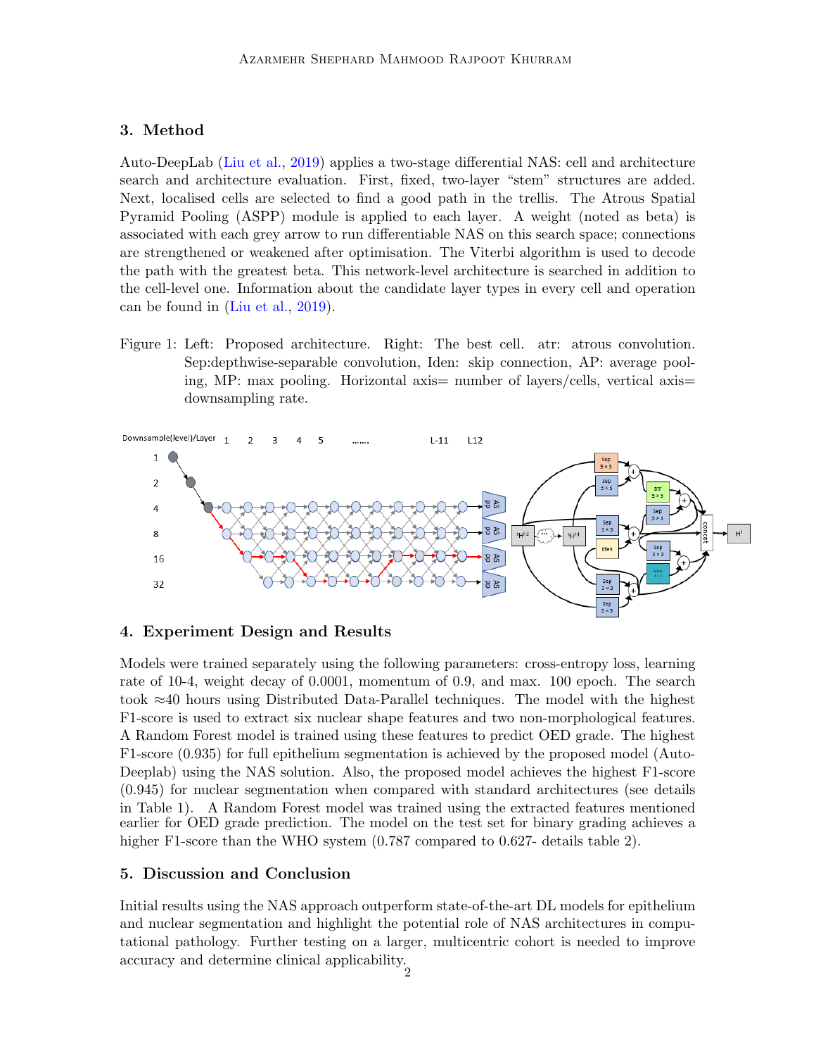## 3. Method

Auto-DeepLab (Liu et al., 2019) applies a two-stage differential NAS: cell and architecture search and architecture evaluation. First, fixed, two-layer "stem" structures are added. Next, localised cells are selected to find a good path in the trellis. The Atrous Spatial Pyramid Pooling (ASPP) module is applied to each layer. A weight (noted as beta) is associated with each grey arrow to run differentiable NAS on this search space; connections are strengthened or weakened after optimisation. The Viterbi algorithm is used to decode the path with the greatest beta. This network-level architecture is searched in addition to the cell-level one. Information about the candidate layer types in every cell and operation can be found in (Liu et al., 2019).

Figure 1: Left: Proposed architecture. Right: The best cell. atr: atrous convolution. Sep:depthwise-separable convolution, Iden: skip connection, AP: average pooling, MP: max pooling. Horizontal axis= number of layers/cells, vertical axis= downsampling rate.

## 4. Experiment Design and Results

Models were trained separately using the following parameters: cross-entropy loss, learning rate of 10-4, weight decay of 0.0001, momentum of 0.9, and max. 100 epoch. The search took ≈40 hours using Distributed Data-Parallel techniques. The model with the highest F1-score is used to extract six nuclear shape features and two non-morphological features. A Random Forest model is trained using these features to predict OED grade. The highest F1-score (0.935) for full epithelium segmentation is achieved by the proposed model (Auto-Deeplab) using the NAS solution. Also, the proposed model achieves the highest F1-score (0.945) for nuclear segmentation when compared with standard architectures (see details in Table 1). A Random Forest model was trained using the extracted features mentioned earlier for OED grade prediction. The model on the test set for binary grading achieves a higher F1-score than the WHO system (0.787 compared to 0.627- details table 2).

## 5. Discussion and Conclusion

Initial results using the NAS approach outperform state-of-the-art DL models for epithelium and nuclear segmentation and highlight the potential role of NAS architectures in computational pathology. Further testing on a larger, multicentric cohort is needed to improve accuracy and determine clinical applicability.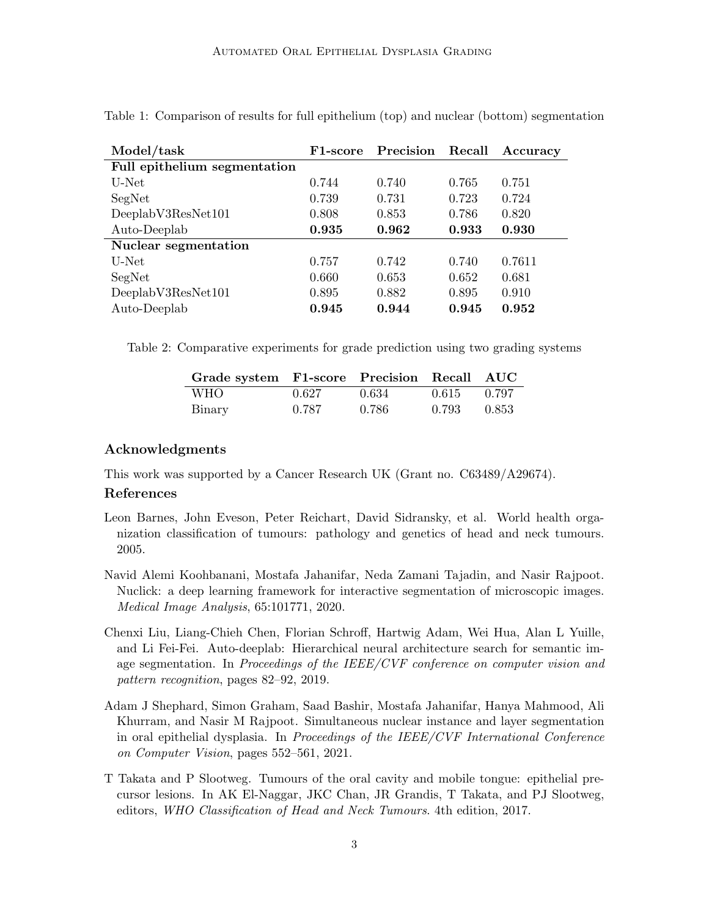Table 1: Comparison of results for full epithelium (top) and nuclear (bottom) segmentation

| Model/task | F1-score | Precision | Recall | Accuracy |
|---|---|---|---|---|
| **Full epithelium segmentation** | | | | |
| U-Net | 0.744 | 0.740 | 0.765 | 0.751 |
| SegNet | 0.739 | 0.731 | 0.723 | 0.724 |
| DeeplabV3ResNet101 | 0.808 | 0.853 | 0.786 | 0.820 |
| Auto-Deeplab | **0.935** | **0.962** | **0.933** | **0.930** |
| **Nuclear segmentation** | | | | |
| U-Net | 0.757 | 0.742 | 0.740 | 0.7611 |
| SegNet | 0.660 | 0.653 | 0.652 | 0.681 |
| DeeplabV3ResNet101 | 0.895 | 0.882 | 0.895 | 0.910 |
| Auto-Deeplab | **0.945** | **0.944** | **0.945** | **0.952** |

Table 2: Comparative experiments for grade prediction using two grading systems

| Grade system | F1-score | Precision | Recall | AUC |
|---|---|---|---|---|
| WHO | 0.627 | 0.634 | 0.615 | 0.797 |
| Binary | 0.787 | 0.786 | 0.793 | 0.853 |

## Acknowledgments

This work was supported by a Cancer Research UK (Grant no. C63489/A29674).

## References

Leon Barnes, John Eveson, Peter Reichart, David Sidransky, et al. World health organization classification of tumours: pathology and genetics of head and neck tumours. 2005.

Navid Alemi Koohbanani, Mostafa Jahanifar, Neda Zamani Tajadin, and Nasir Rajpoot. Nuclick: a deep learning framework for interactive segmentation of microscopic images. *Medical Image Analysis*, 65:101771, 2020.

Chenxi Liu, Liang-Chieh Chen, Florian Schroff, Hartwig Adam, Wei Hua, Alan L Yuille, and Li Fei-Fei. Auto-deeplab: Hierarchical neural architecture search for semantic image segmentation. In *Proceedings of the IEEE/CVF conference on computer vision and pattern recognition*, pages 82–92, 2019.

Adam J Shephard, Simon Graham, Saad Bashir, Mostafa Jahanifar, Hanya Mahmood, Ali Khurram, and Nasir M Rajpoot. Simultaneous nuclear instance and layer segmentation in oral epithelial dysplasia. In *Proceedings of the IEEE/CVF International Conference on Computer Vision*, pages 552–561, 2021.

T Takata and P Slootweg. Tumours of the oral cavity and mobile tongue: epithelial precursor lesions. In AK El-Naggar, JKC Chan, JR Grandis, T Takata, and PJ Slootweg, editors, *WHO Classification of Head and Neck Tumours*. 4th edition, 2017.